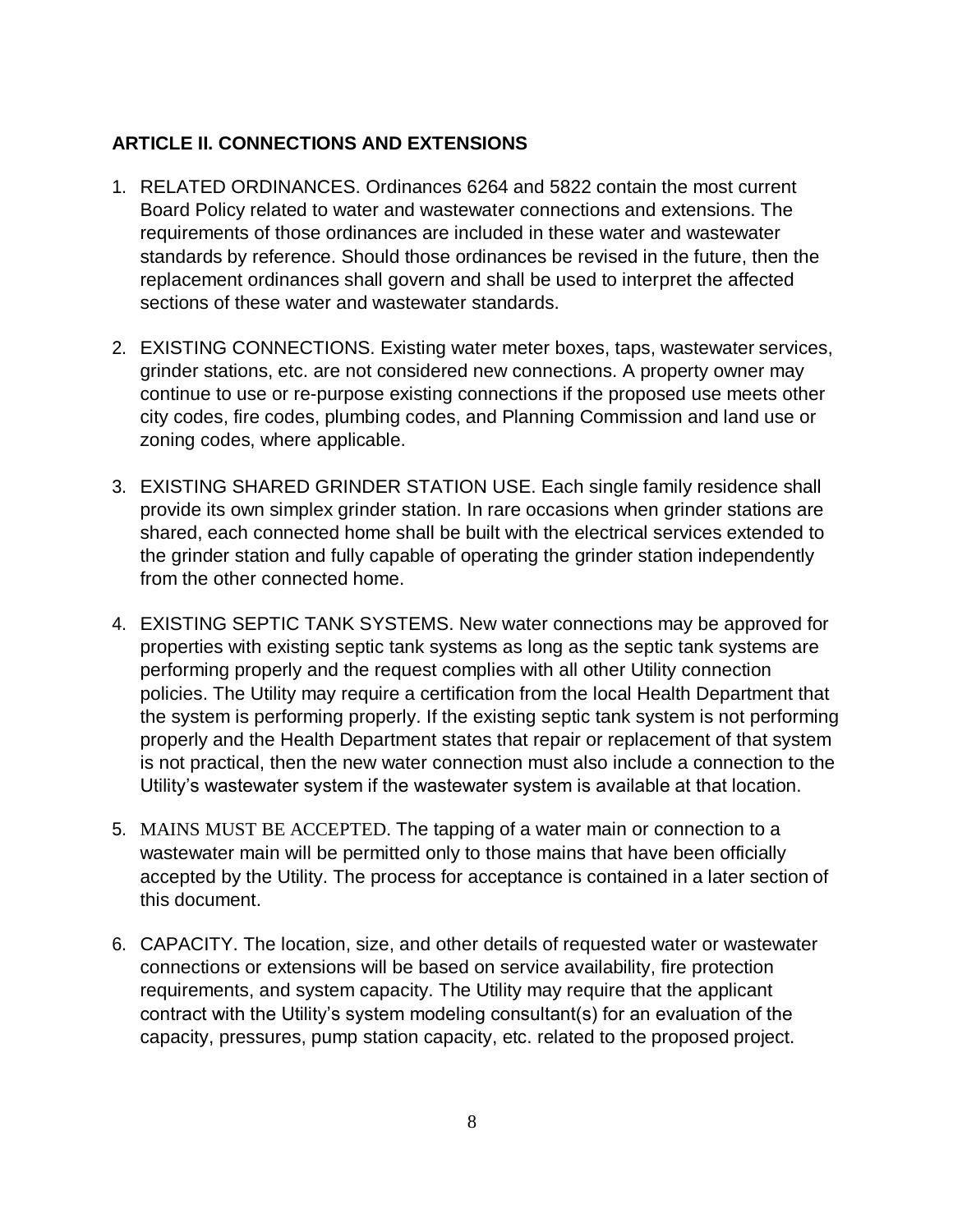## ARTICLE II. CONNECTIONS AND EXTENSIONS

1. RELATED ORDINANCES. Ordinances 6264 and 5822 contain the most current Board Policy related to water and wastewater connections and extensions. The requirements of those ordinances are included in these water and wastewater standards by reference. Should those ordinances be revised in the future, then the replacement ordinances shall govern and shall be used to interpret the affected sections of these water and wastewater standards.

2. EXISTING CONNECTIONS. Existing water meter boxes, taps, wastewater services, grinder stations, etc. are not considered new connections. A property owner may continue to use or re-purpose existing connections if the proposed use meets other city codes, fire codes, plumbing codes, and Planning Commission and land use or zoning codes, where applicable.

3. EXISTING SHARED GRINDER STATION USE. Each single family residence shall provide its own simplex grinder station. In rare occasions when grinder stations are shared, each connected home shall be built with the electrical services extended to the grinder station and fully capable of operating the grinder station independently from the other connected home.

4. EXISTING SEPTIC TANK SYSTEMS. New water connections may be approved for properties with existing septic tank systems as long as the septic tank systems are performing properly and the request complies with all other Utility connection policies. The Utility may require a certification from the local Health Department that the system is performing properly. If the existing septic tank system is not performing properly and the Health Department states that repair or replacement of that system is not practical, then the new water connection must also include a connection to the Utility's wastewater system if the wastewater system is available at that location.

5. MAINS MUST BE ACCEPTED. The tapping of a water main or connection to a wastewater main will be permitted only to those mains that have been officially accepted by the Utility. The process for acceptance is contained in a later section of this document.

6. CAPACITY. The location, size, and other details of requested water or wastewater connections or extensions will be based on service availability, fire protection requirements, and system capacity. The Utility may require that the applicant contract with the Utility's system modeling consultant(s) for an evaluation of the capacity, pressures, pump station capacity, etc. related to the proposed project.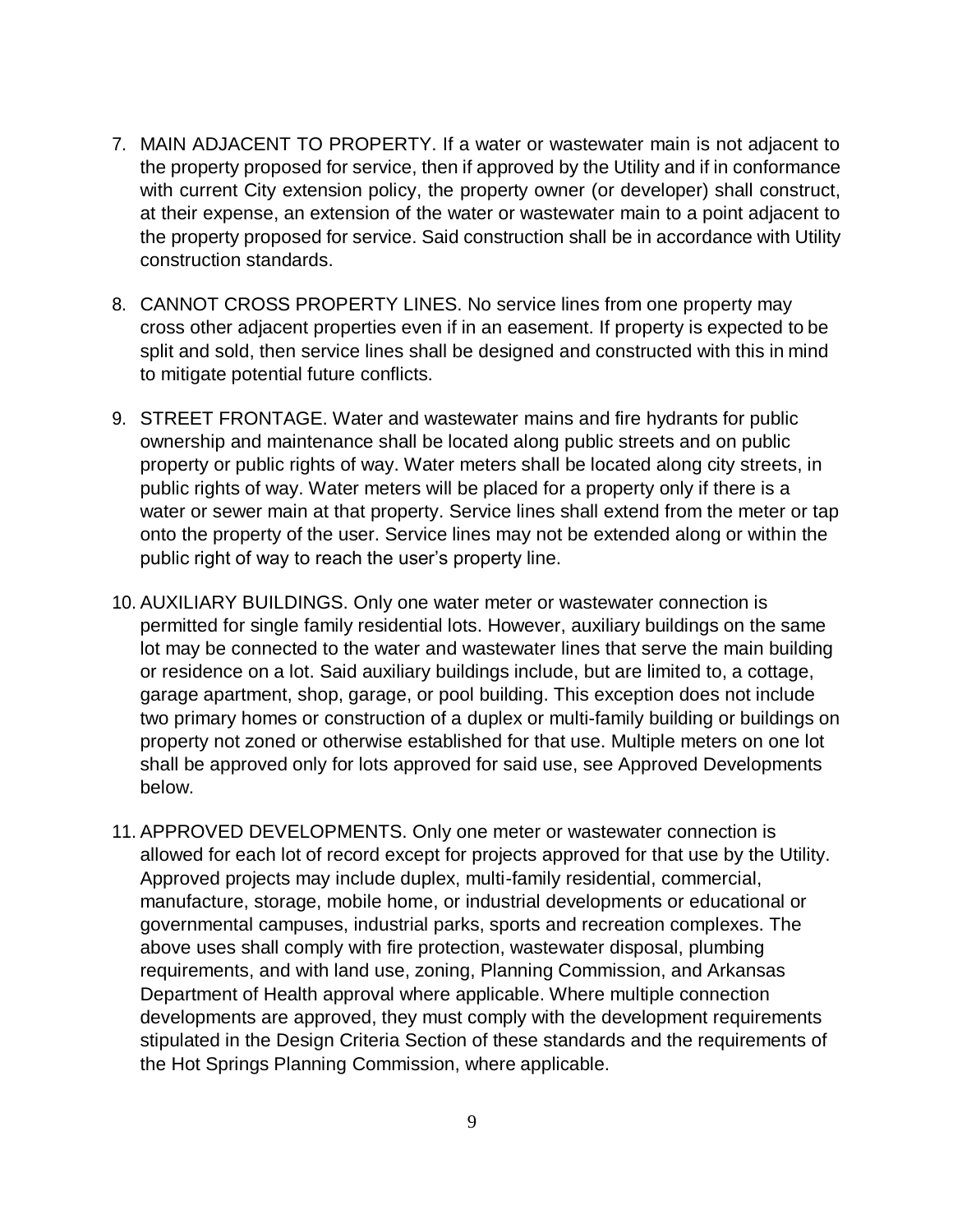7. MAIN ADJACENT TO PROPERTY. If a water or wastewater main is not adjacent to the property proposed for service, then if approved by the Utility and if in conformance with current City extension policy, the property owner (or developer) shall construct, at their expense, an extension of the water or wastewater main to a point adjacent to the property proposed for service. Said construction shall be in accordance with Utility construction standards.

8. CANNOT CROSS PROPERTY LINES. No service lines from one property may cross other adjacent properties even if in an easement. If property is expected to be split and sold, then service lines shall be designed and constructed with this in mind to mitigate potential future conflicts.

9. STREET FRONTAGE. Water and wastewater mains and fire hydrants for public ownership and maintenance shall be located along public streets and on public property or public rights of way. Water meters shall be located along city streets, in public rights of way. Water meters will be placed for a property only if there is a water or sewer main at that property. Service lines shall extend from the meter or tap onto the property of the user. Service lines may not be extended along or within the public right of way to reach the user's property line.

10. AUXILIARY BUILDINGS. Only one water meter or wastewater connection is permitted for single family residential lots. However, auxiliary buildings on the same lot may be connected to the water and wastewater lines that serve the main building or residence on a lot. Said auxiliary buildings include, but are limited to, a cottage, garage apartment, shop, garage, or pool building. This exception does not include two primary homes or construction of a duplex or multi-family building or buildings on property not zoned or otherwise established for that use. Multiple meters on one lot shall be approved only for lots approved for said use, see Approved Developments below.

11. APPROVED DEVELOPMENTS. Only one meter or wastewater connection is allowed for each lot of record except for projects approved for that use by the Utility. Approved projects may include duplex, multi-family residential, commercial, manufacture, storage, mobile home, or industrial developments or educational or governmental campuses, industrial parks, sports and recreation complexes. The above uses shall comply with fire protection, wastewater disposal, plumbing requirements, and with land use, zoning, Planning Commission, and Arkansas Department of Health approval where applicable. Where multiple connection developments are approved, they must comply with the development requirements stipulated in the Design Criteria Section of these standards and the requirements of the Hot Springs Planning Commission, where applicable.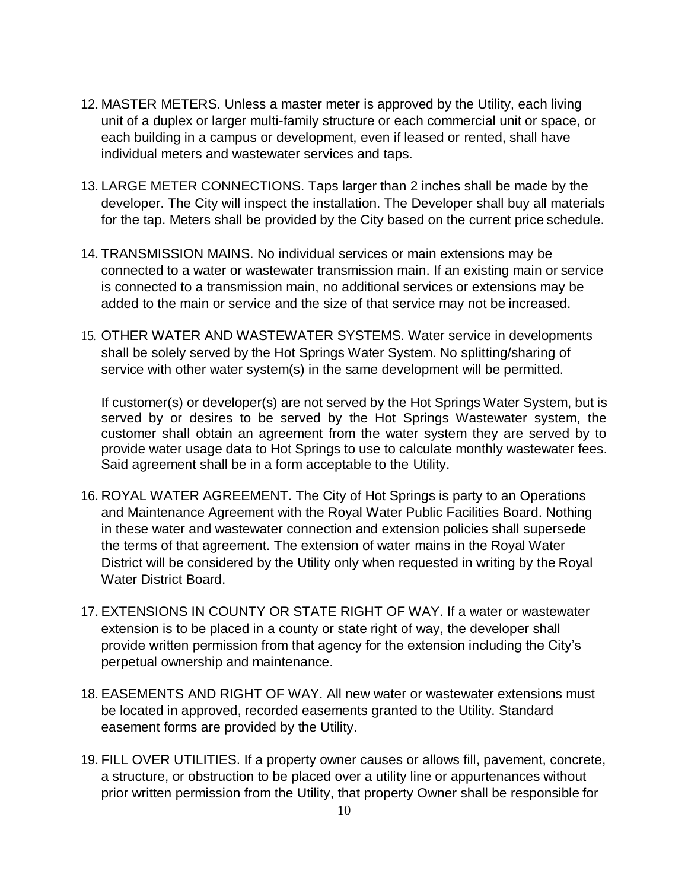12. MASTER METERS. Unless a master meter is approved by the Utility, each living unit of a duplex or larger multi-family structure or each commercial unit or space, or each building in a campus or development, even if leased or rented, shall have individual meters and wastewater services and taps.

13. LARGE METER CONNECTIONS. Taps larger than 2 inches shall be made by the developer. The City will inspect the installation. The Developer shall buy all materials for the tap. Meters shall be provided by the City based on the current price schedule.

14. TRANSMISSION MAINS. No individual services or main extensions may be connected to a water or wastewater transmission main. If an existing main or service is connected to a transmission main, no additional services or extensions may be added to the main or service and the size of that service may not be increased.

15. OTHER WATER AND WASTEWATER SYSTEMS. Water service in developments shall be solely served by the Hot Springs Water System. No splitting/sharing of service with other water system(s) in the same development will be permitted.

    If customer(s) or developer(s) are not served by the Hot Springs Water System, but is served by or desires to be served by the Hot Springs Wastewater system, the customer shall obtain an agreement from the water system they are served by to provide water usage data to Hot Springs to use to calculate monthly wastewater fees. Said agreement shall be in a form acceptable to the Utility.

16. ROYAL WATER AGREEMENT. The City of Hot Springs is party to an Operations and Maintenance Agreement with the Royal Water Public Facilities Board. Nothing in these water and wastewater connection and extension policies shall supersede the terms of that agreement. The extension of water mains in the Royal Water District will be considered by the Utility only when requested in writing by the Royal Water District Board.

17. EXTENSIONS IN COUNTY OR STATE RIGHT OF WAY. If a water or wastewater extension is to be placed in a county or state right of way, the developer shall provide written permission from that agency for the extension including the City's perpetual ownership and maintenance.

18. EASEMENTS AND RIGHT OF WAY. All new water or wastewater extensions must be located in approved, recorded easements granted to the Utility. Standard easement forms are provided by the Utility.

19. FILL OVER UTILITIES. If a property owner causes or allows fill, pavement, concrete, a structure, or obstruction to be placed over a utility line or appurtenances without prior written permission from the Utility, that property Owner shall be responsible for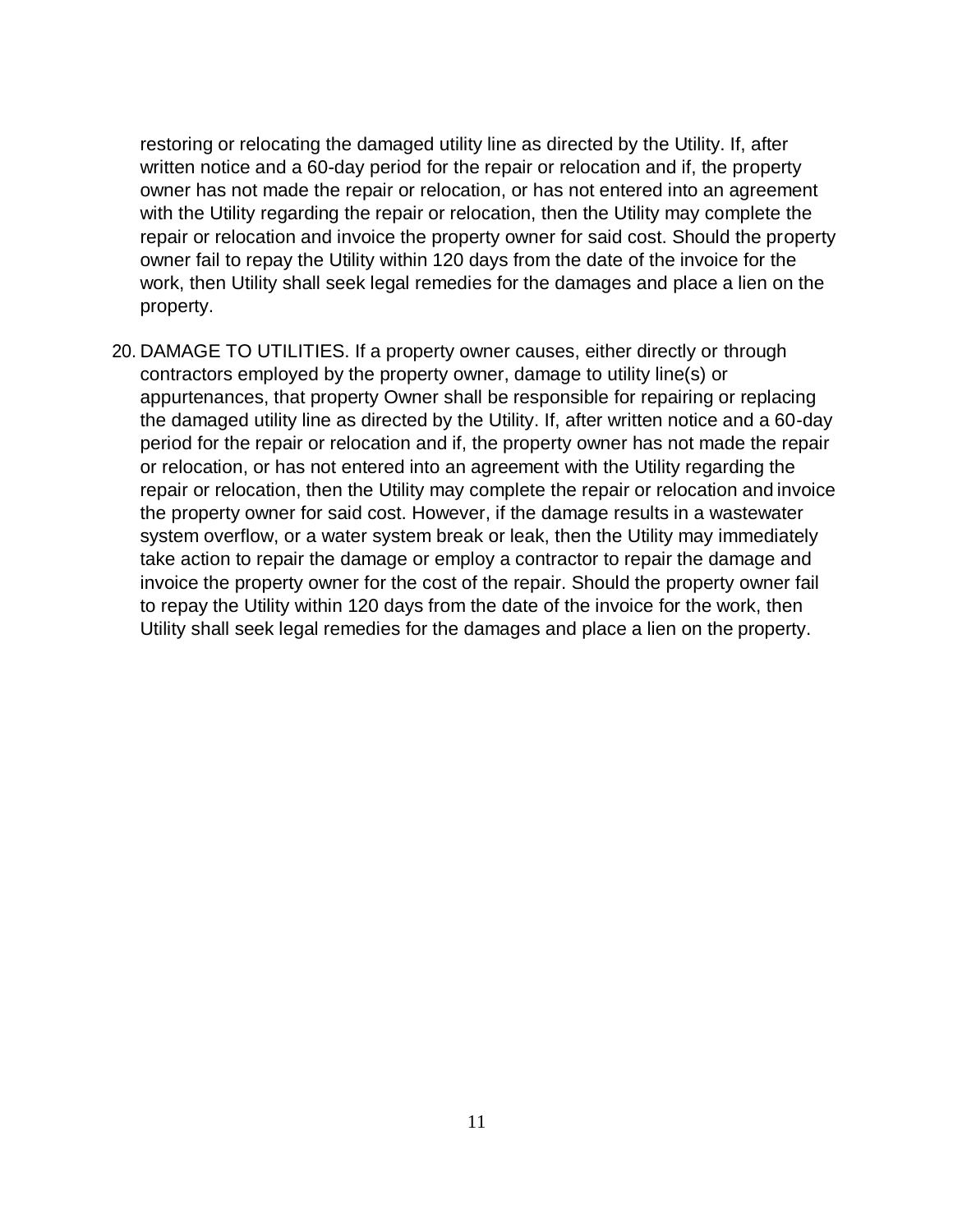restoring or relocating the damaged utility line as directed by the Utility. If, after written notice and a 60-day period for the repair or relocation and if, the property owner has not made the repair or relocation, or has not entered into an agreement with the Utility regarding the repair or relocation, then the Utility may complete the repair or relocation and invoice the property owner for said cost. Should the property owner fail to repay the Utility within 120 days from the date of the invoice for the work, then Utility shall seek legal remedies for the damages and place a lien on the property.

20. DAMAGE TO UTILITIES. If a property owner causes, either directly or through contractors employed by the property owner, damage to utility line(s) or appurtenances, that property Owner shall be responsible for repairing or replacing the damaged utility line as directed by the Utility. If, after written notice and a 60-day period for the repair or relocation and if, the property owner has not made the repair or relocation, or has not entered into an agreement with the Utility regarding the repair or relocation, then the Utility may complete the repair or relocation and invoice the property owner for said cost. However, if the damage results in a wastewater system overflow, or a water system break or leak, then the Utility may immediately take action to repair the damage or employ a contractor to repair the damage and invoice the property owner for the cost of the repair. Should the property owner fail to repay the Utility within 120 days from the date of the invoice for the work, then Utility shall seek legal remedies for the damages and place a lien on the property.